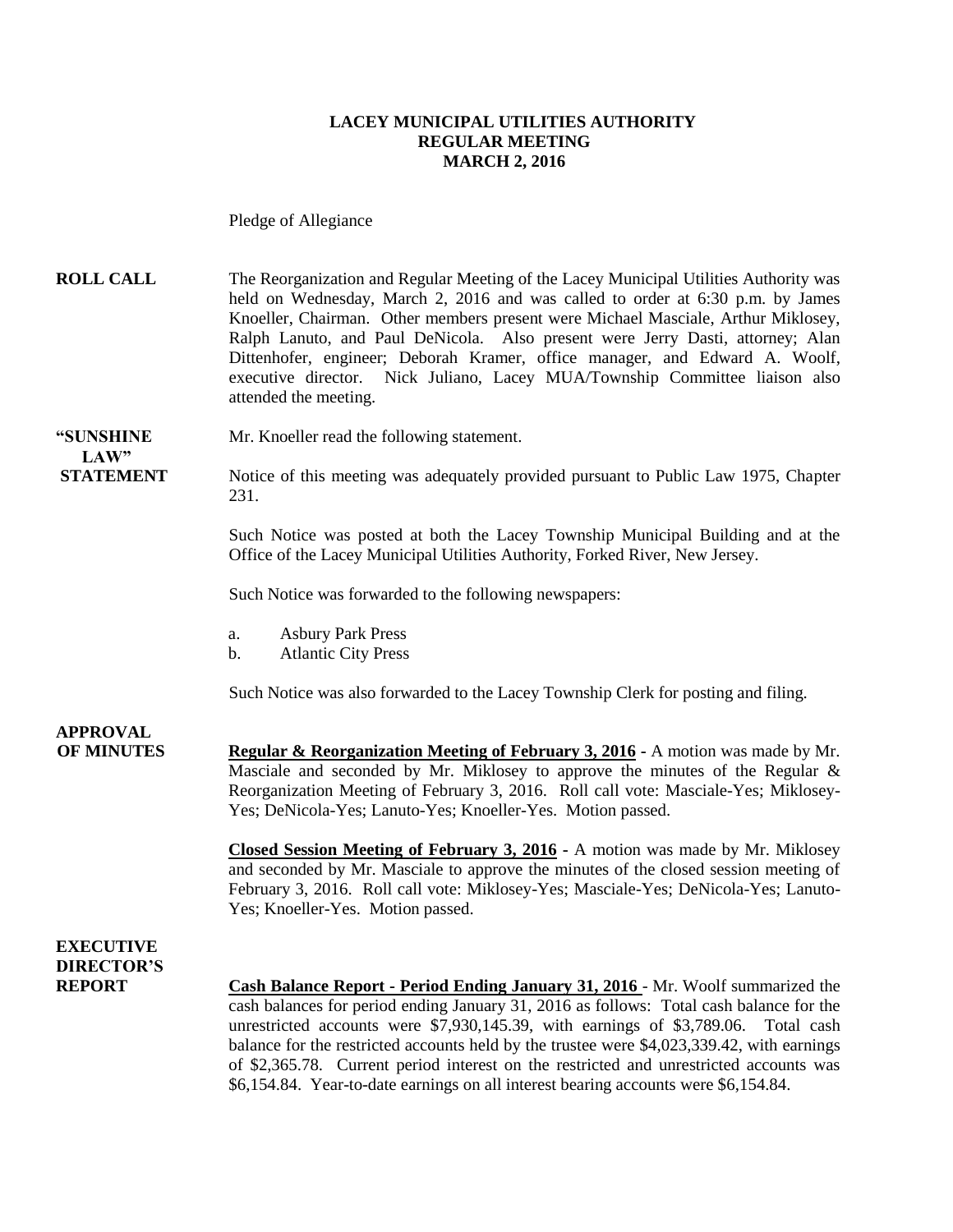**LACEY MUNICIPAL UTILITIES AUTHORITY**
**REGULAR MEETING**
**MARCH 2, 2016**

Pledge of Allegiance

**ROLL CALL**

The Reorganization and Regular Meeting of the Lacey Municipal Utilities Authority was held on Wednesday, March 2, 2016 and was called to order at 6:30 p.m. by James Knoeller, Chairman. Other members present were Michael Masciale, Arthur Miklosey, Ralph Lanuto, and Paul DeNicola. Also present were Jerry Dasti, attorney; Alan Dittenhofer, engineer; Deborah Kramer, office manager, and Edward A. Woolf, executive director. Nick Juliano, Lacey MUA/Township Committee liaison also attended the meeting.

**"SUNSHINE LAW" STATEMENT**

Mr. Knoeller read the following statement.

Notice of this meeting was adequately provided pursuant to Public Law 1975, Chapter 231.

Such Notice was posted at both the Lacey Township Municipal Building and at the Office of the Lacey Municipal Utilities Authority, Forked River, New Jersey.

Such Notice was forwarded to the following newspapers:

a. Asbury Park Press
b. Atlantic City Press

Such Notice was also forwarded to the Lacey Township Clerk for posting and filing.

**APPROVAL OF MINUTES**

**Regular & Reorganization Meeting of February 3, 2016** - A motion was made by Mr. Masciale and seconded by Mr. Miklosey to approve the minutes of the Regular & Reorganization Meeting of February 3, 2016. Roll call vote: Masciale-Yes; Miklosey-Yes; DeNicola-Yes; Lanuto-Yes; Knoeller-Yes. Motion passed.

**Closed Session Meeting of February 3, 2016** - A motion was made by Mr. Miklosey and seconded by Mr. Masciale to approve the minutes of the closed session meeting of February 3, 2016. Roll call vote: Miklosey-Yes; Masciale-Yes; DeNicola-Yes; Lanuto-Yes; Knoeller-Yes. Motion passed.

**EXECUTIVE DIRECTOR'S REPORT**

**Cash Balance Report - Period Ending January 31, 2016** - Mr. Woolf summarized the cash balances for period ending January 31, 2016 as follows: Total cash balance for the unrestricted accounts were $7,930,145.39, with earnings of $3,789.06. Total cash balance for the restricted accounts held by the trustee were $4,023,339.42, with earnings of $2,365.78. Current period interest on the restricted and unrestricted accounts was $6,154.84. Year-to-date earnings on all interest bearing accounts were $6,154.84.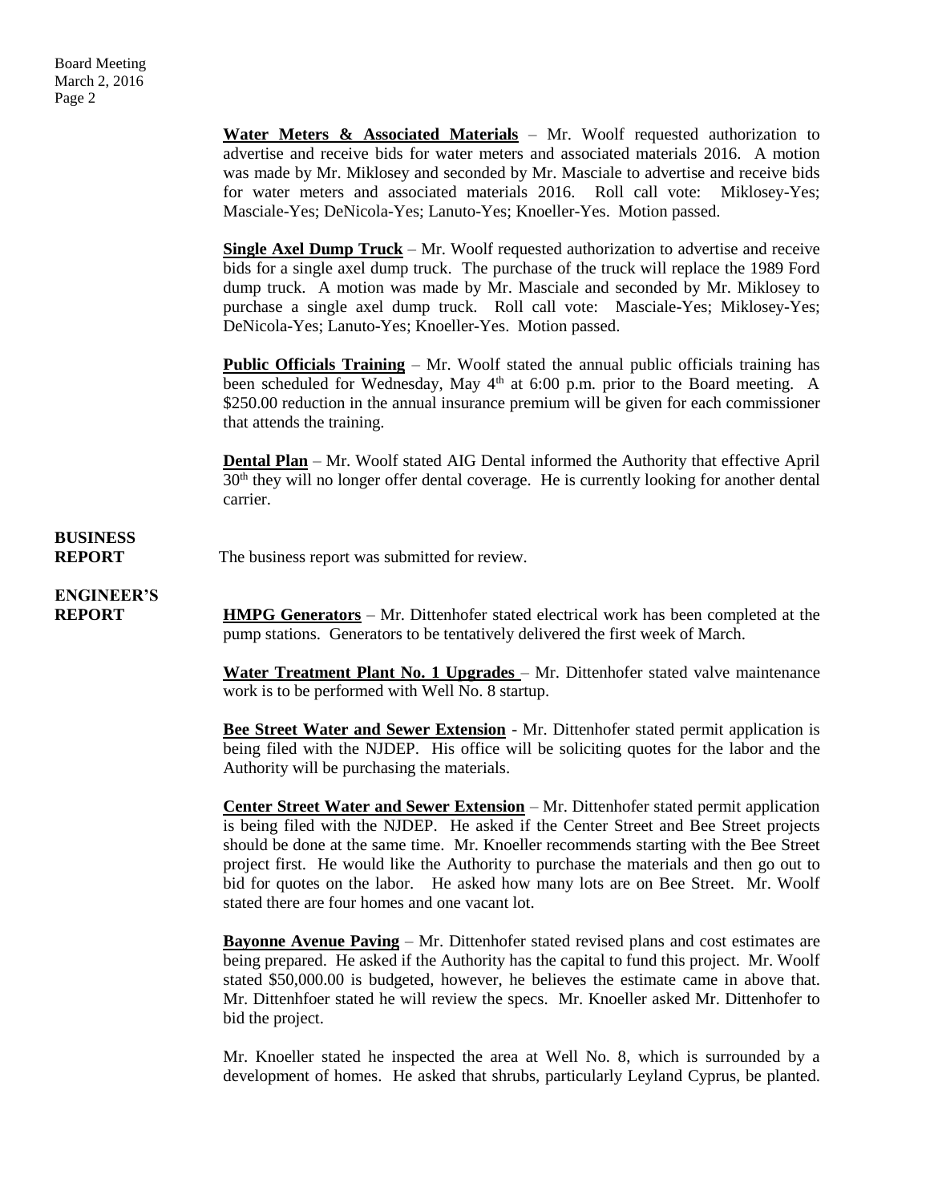**Water Meters & Associated Materials** – Mr. Woolf requested authorization to advertise and receive bids for water meters and associated materials 2016. A motion was made by Mr. Miklosey and seconded by Mr. Masciale to advertise and receive bids for water meters and associated materials 2016. Roll call vote: Miklosey-Yes; Masciale-Yes; DeNicola-Yes; Lanuto-Yes; Knoeller-Yes. Motion passed.

**Single Axel Dump Truck** – Mr. Woolf requested authorization to advertise and receive bids for a single axel dump truck. The purchase of the truck will replace the 1989 Ford dump truck. A motion was made by Mr. Masciale and seconded by Mr. Miklosey to purchase a single axel dump truck. Roll call vote: Masciale-Yes; Miklosey-Yes; DeNicola-Yes; Lanuto-Yes; Knoeller-Yes. Motion passed.

**Public Officials Training** – Mr. Woolf stated the annual public officials training has been scheduled for Wednesday, May 4th at 6:00 p.m. prior to the Board meeting. A $250.00 reduction in the annual insurance premium will be given for each commissioner that attends the training.

**Dental Plan** – Mr. Woolf stated AIG Dental informed the Authority that effective April 30th they will no longer offer dental coverage. He is currently looking for another dental carrier.

**BUSINESS REPORT**

The business report was submitted for review.

**ENGINEER'S REPORT**

**HMPG Generators** – Mr. Dittenhofer stated electrical work has been completed at the pump stations. Generators to be tentatively delivered the first week of March.

**Water Treatment Plant No. 1 Upgrades** – Mr. Dittenhofer stated valve maintenance work is to be performed with Well No. 8 startup.

**Bee Street Water and Sewer Extension** - Mr. Dittenhofer stated permit application is being filed with the NJDEP. His office will be soliciting quotes for the labor and the Authority will be purchasing the materials.

**Center Street Water and Sewer Extension** – Mr. Dittenhofer stated permit application is being filed with the NJDEP. He asked if the Center Street and Bee Street projects should be done at the same time. Mr. Knoeller recommends starting with the Bee Street project first. He would like the Authority to purchase the materials and then go out to bid for quotes on the labor. He asked how many lots are on Bee Street. Mr. Woolf stated there are four homes and one vacant lot.

**Bayonne Avenue Paving** – Mr. Dittenhofer stated revised plans and cost estimates are being prepared. He asked if the Authority has the capital to fund this project. Mr. Woolf stated $50,000.00 is budgeted, however, he believes the estimate came in above that. Mr. Dittenhfoer stated he will review the specs. Mr. Knoeller asked Mr. Dittenhofer to bid the project.

Mr. Knoeller stated he inspected the area at Well No. 8, which is surrounded by a development of homes. He asked that shrubs, particularly Leyland Cyprus, be planted.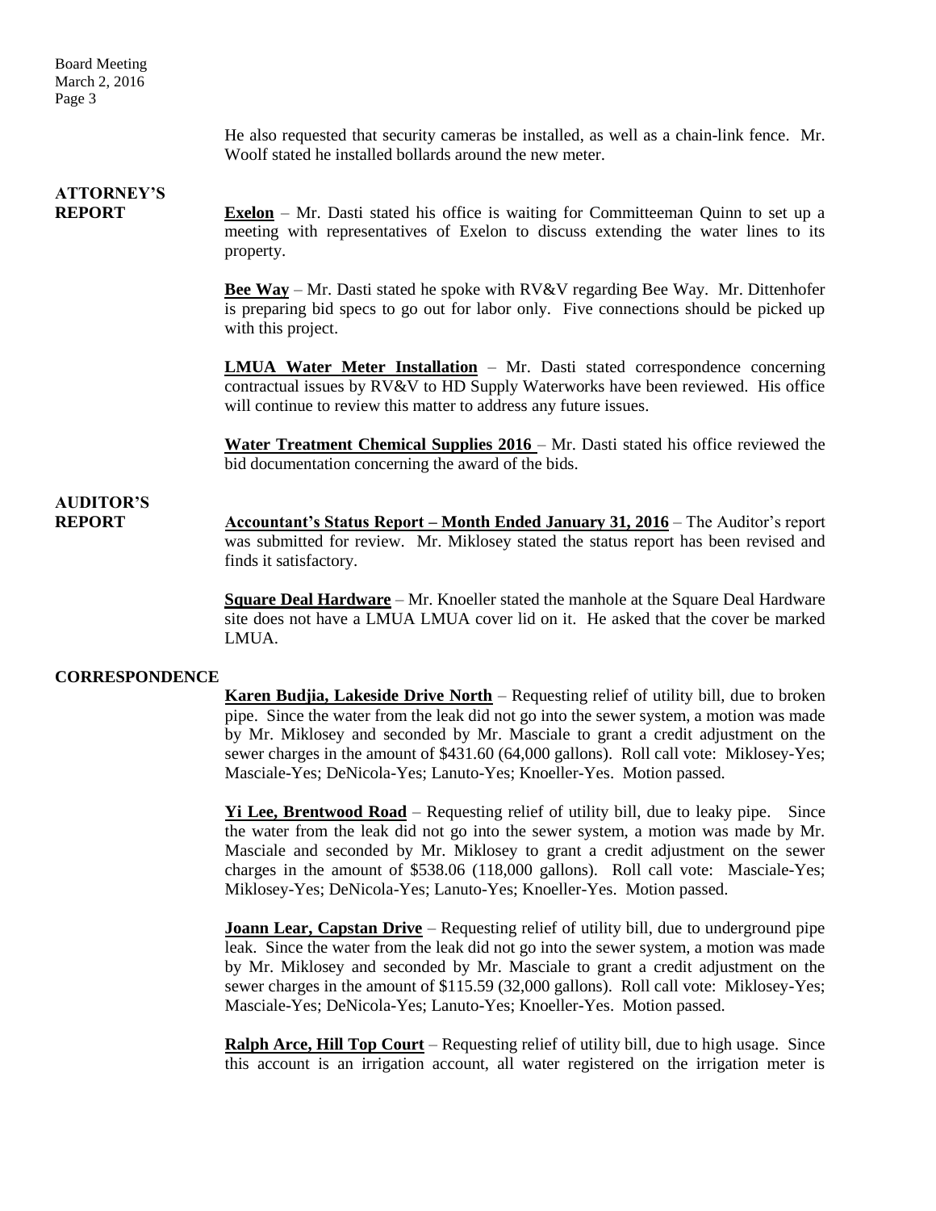He also requested that security cameras be installed, as well as a chain-link fence. Mr. Woolf stated he installed bollards around the new meter.

**ATTORNEY'S REPORT**

**Exelon** – Mr. Dasti stated his office is waiting for Committeeman Quinn to set up a meeting with representatives of Exelon to discuss extending the water lines to its property.

**Bee Way** – Mr. Dasti stated he spoke with RV&V regarding Bee Way. Mr. Dittenhofer is preparing bid specs to go out for labor only. Five connections should be picked up with this project.

**LMUA Water Meter Installation** – Mr. Dasti stated correspondence concerning contractual issues by RV&V to HD Supply Waterworks have been reviewed. His office will continue to review this matter to address any future issues.

**Water Treatment Chemical Supplies 2016** – Mr. Dasti stated his office reviewed the bid documentation concerning the award of the bids.

**AUDITOR'S REPORT**

**Accountant's Status Report – Month Ended January 31, 2016** – The Auditor's report was submitted for review. Mr. Miklosey stated the status report has been revised and finds it satisfactory.

**Square Deal Hardware** – Mr. Knoeller stated the manhole at the Square Deal Hardware site does not have a LMUA LMUA cover lid on it. He asked that the cover be marked LMUA.

**CORRESPONDENCE**

**Karen Budjia, Lakeside Drive North** – Requesting relief of utility bill, due to broken pipe. Since the water from the leak did not go into the sewer system, a motion was made by Mr. Miklosey and seconded by Mr. Masciale to grant a credit adjustment on the sewer charges in the amount of $431.60 (64,000 gallons). Roll call vote: Miklosey-Yes; Masciale-Yes; DeNicola-Yes; Lanuto-Yes; Knoeller-Yes. Motion passed.

**Yi Lee, Brentwood Road** – Requesting relief of utility bill, due to leaky pipe. Since the water from the leak did not go into the sewer system, a motion was made by Mr. Masciale and seconded by Mr. Miklosey to grant a credit adjustment on the sewer charges in the amount of $538.06 (118,000 gallons). Roll call vote: Masciale-Yes; Miklosey-Yes; DeNicola-Yes; Lanuto-Yes; Knoeller-Yes. Motion passed.

**Joann Lear, Capstan Drive** – Requesting relief of utility bill, due to underground pipe leak. Since the water from the leak did not go into the sewer system, a motion was made by Mr. Miklosey and seconded by Mr. Masciale to grant a credit adjustment on the sewer charges in the amount of $115.59 (32,000 gallons). Roll call vote: Miklosey-Yes; Masciale-Yes; DeNicola-Yes; Lanuto-Yes; Knoeller-Yes. Motion passed.

**Ralph Arce, Hill Top Court** – Requesting relief of utility bill, due to high usage. Since this account is an irrigation account, all water registered on the irrigation meter is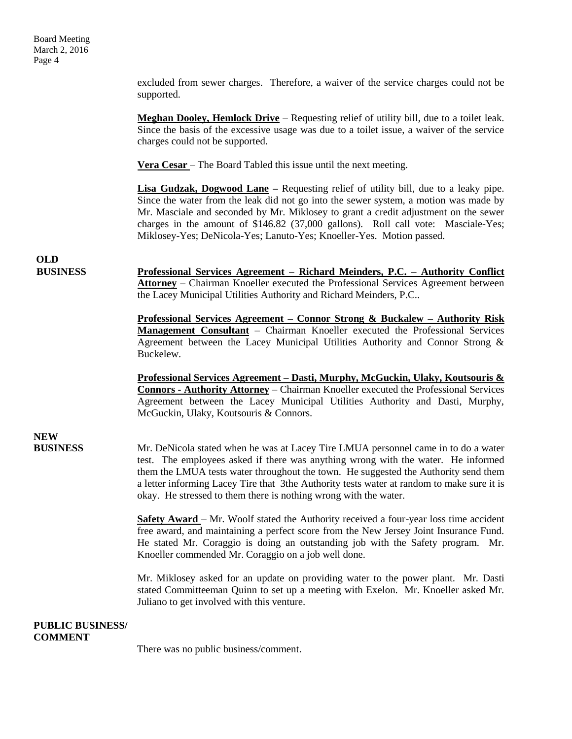excluded from sewer charges. Therefore, a waiver of the service charges could not be supported.

**Meghan Dooley, Hemlock Drive** – Requesting relief of utility bill, due to a toilet leak. Since the basis of the excessive usage was due to a toilet issue, a waiver of the service charges could not be supported.

**Vera Cesar** – The Board Tabled this issue until the next meeting.

**Lisa Gudzak, Dogwood Lane** – Requesting relief of utility bill, due to a leaky pipe. Since the water from the leak did not go into the sewer system, a motion was made by Mr. Masciale and seconded by Mr. Miklosey to grant a credit adjustment on the sewer charges in the amount of $146.82 (37,000 gallons). Roll call vote: Masciale-Yes; Miklosey-Yes; DeNicola-Yes; Lanuto-Yes; Knoeller-Yes. Motion passed.

## OLD BUSINESS

**Professional Services Agreement – Richard Meinders, P.C. – Authority Conflict Attorney** – Chairman Knoeller executed the Professional Services Agreement between the Lacey Municipal Utilities Authority and Richard Meinders, P.C..

**Professional Services Agreement – Connor Strong & Buckalew – Authority Risk Management Consultant** – Chairman Knoeller executed the Professional Services Agreement between the Lacey Municipal Utilities Authority and Connor Strong & Buckelew.

**Professional Services Agreement – Dasti, Murphy, McGuckin, Ulaky, Koutsouris & Connors - Authority Attorney** – Chairman Knoeller executed the Professional Services Agreement between the Lacey Municipal Utilities Authority and Dasti, Murphy, McGuckin, Ulaky, Koutsouris & Connors.

## NEW BUSINESS

Mr. DeNicola stated when he was at Lacey Tire LMUA personnel came in to do a water test. The employees asked if there was anything wrong with the water. He informed them the LMUA tests water throughout the town. He suggested the Authority send them a letter informing Lacey Tire that 3the Authority tests water at random to make sure it is okay. He stressed to them there is nothing wrong with the water.

**Safety Award** – Mr. Woolf stated the Authority received a four-year loss time accident free award, and maintaining a perfect score from the New Jersey Joint Insurance Fund. He stated Mr. Coraggio is doing an outstanding job with the Safety program. Mr. Knoeller commended Mr. Coraggio on a job well done.

Mr. Miklosey asked for an update on providing water to the power plant. Mr. Dasti stated Committeeman Quinn to set up a meeting with Exelon. Mr. Knoeller asked Mr. Juliano to get involved with this venture.

## PUBLIC BUSINESS/ COMMENT

There was no public business/comment.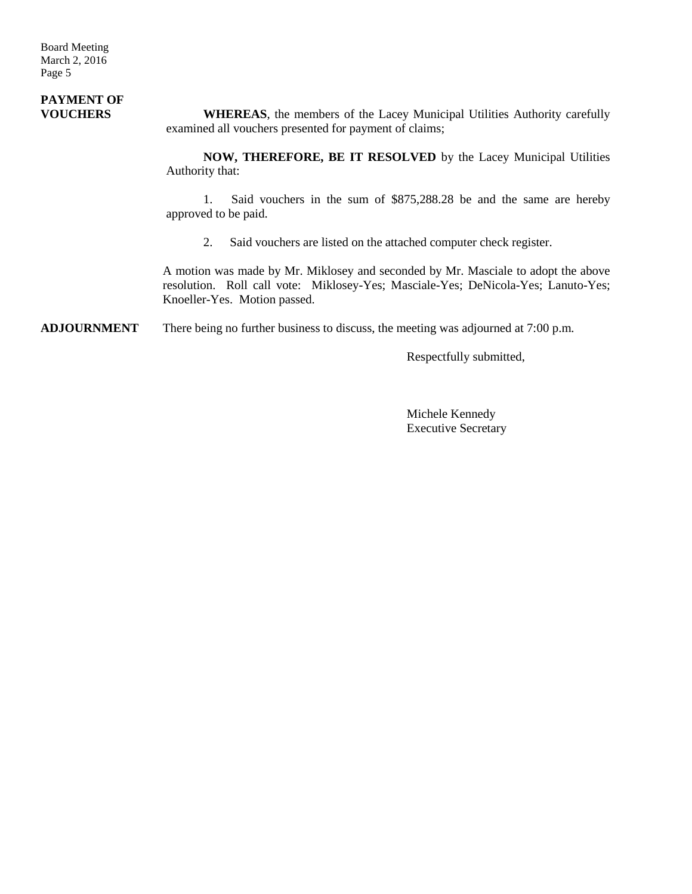**PAYMENT OF VOUCHERS**

**WHEREAS**, the members of the Lacey Municipal Utilities Authority carefully examined all vouchers presented for payment of claims;

**NOW, THEREFORE, BE IT RESOLVED** by the Lacey Municipal Utilities Authority that:

1. Said vouchers in the sum of $875,288.28 be and the same are hereby approved to be paid.

2. Said vouchers are listed on the attached computer check register.

A motion was made by Mr. Miklosey and seconded by Mr. Masciale to adopt the above resolution. Roll call vote: Miklosey-Yes; Masciale-Yes; DeNicola-Yes; Lanuto-Yes; Knoeller-Yes. Motion passed.

**ADJOURNMENT** There being no further business to discuss, the meeting was adjourned at 7:00 p.m.

Respectfully submitted,

Michele Kennedy
Executive Secretary